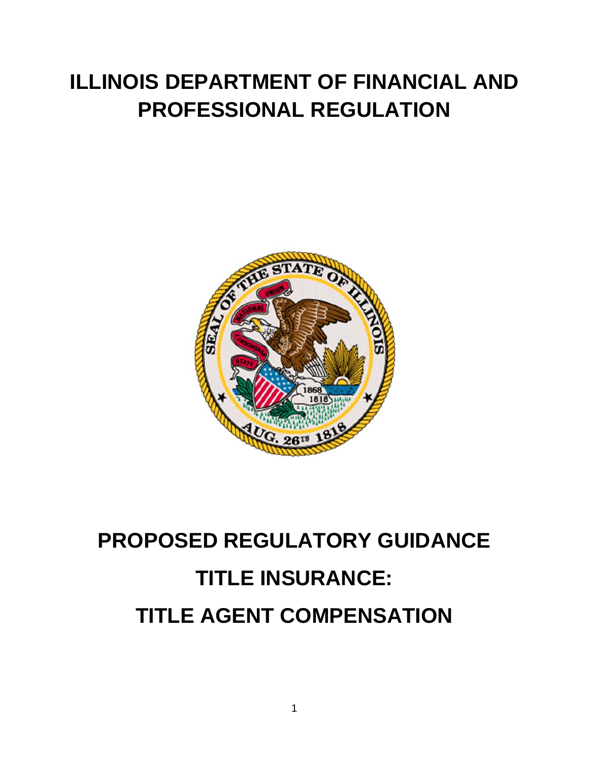# ILLINOIS DEPARTMENT OF FINANCIAL AND PROFESSIONAL REGULATION

# PROPOSED REGULATORY GUIDANCE

# TITLE INSURANCE:

# TITLE AGENT COMPENSATION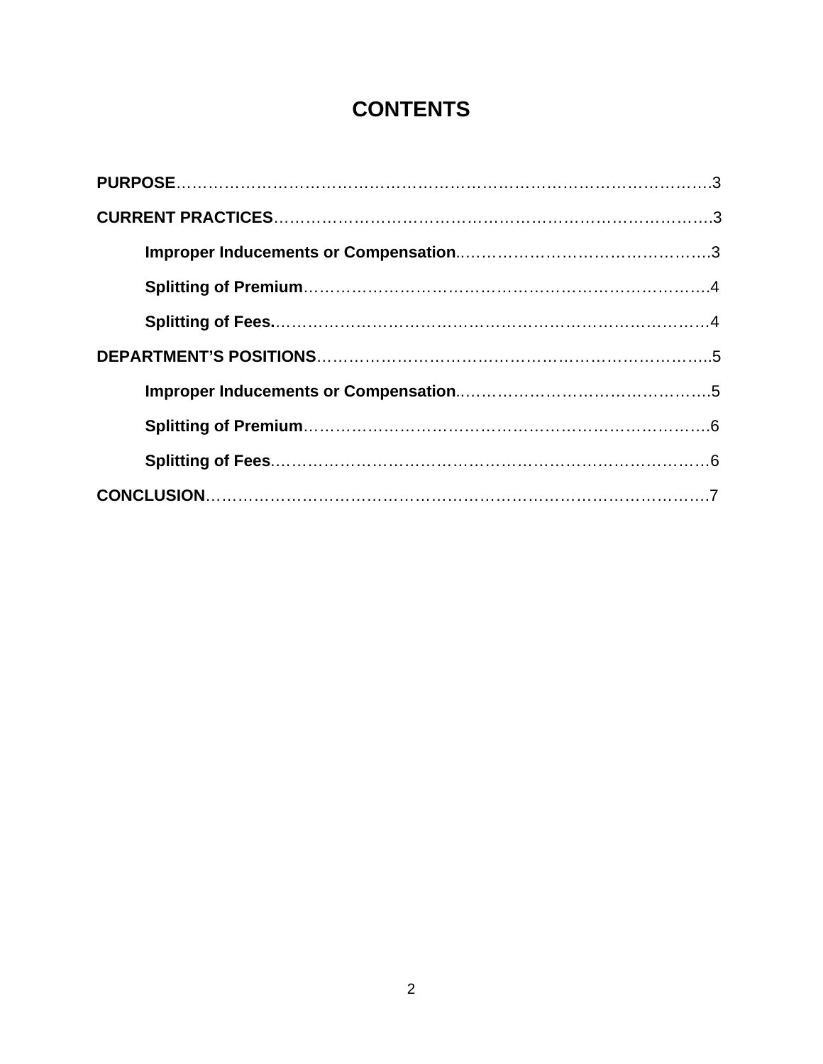# CONTENTS

**PURPOSE**……………………………………………………………………………………….3

**CURRENT PRACTICES**………………………………………………………………………….3

  **Improper Inducements or Compensation**………………………………………….3

  **Splitting of Premium**……………………………………………………………………4

  **Splitting of Fees.**………………………………………………………………………4

**DEPARTMENT'S POSITIONS**……………………………………………………………………5

  **Improper Inducements or Compensation**………………………………………….5

  **Splitting of Premium**……………………………………………………………………6

  **Splitting of Fees**………………………………………………………………………6

**CONCLUSION**…………………………………………………………………………………7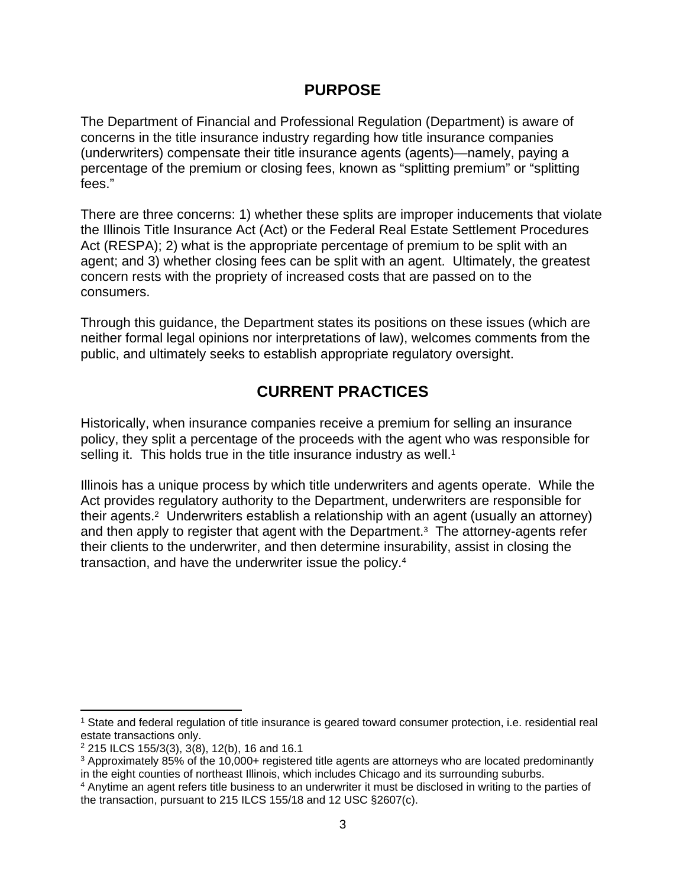## PURPOSE

The Department of Financial and Professional Regulation (Department) is aware of concerns in the title insurance industry regarding how title insurance companies (underwriters) compensate their title insurance agents (agents)—namely, paying a percentage of the premium or closing fees, known as "splitting premium" or "splitting fees."

There are three concerns: 1) whether these splits are improper inducements that violate the Illinois Title Insurance Act (Act) or the Federal Real Estate Settlement Procedures Act (RESPA); 2) what is the appropriate percentage of premium to be split with an agent; and 3) whether closing fees can be split with an agent. Ultimately, the greatest concern rests with the propriety of increased costs that are passed on to the consumers.

Through this guidance, the Department states its positions on these issues (which are neither formal legal opinions nor interpretations of law), welcomes comments from the public, and ultimately seeks to establish appropriate regulatory oversight.

## CURRENT PRACTICES

Historically, when insurance companies receive a premium for selling an insurance policy, they split a percentage of the proceeds with the agent who was responsible for selling it. This holds true in the title insurance industry as well.[1]

Illinois has a unique process by which title underwriters and agents operate. While the Act provides regulatory authority to the Department, underwriters are responsible for their agents.[2] Underwriters establish a relationship with an agent (usually an attorney) and then apply to register that agent with the Department.[3] The attorney-agents refer their clients to the underwriter, and then determine insurability, assist in closing the transaction, and have the underwriter issue the policy.[4]

---

[1] State and federal regulation of title insurance is geared toward consumer protection, i.e. residential real estate transactions only.

[2] 215 ILCS 155/3(3), 3(8), 12(b), 16 and 16.1

[3] Approximately 85% of the 10,000+ registered title agents are attorneys who are located predominantly in the eight counties of northeast Illinois, which includes Chicago and its surrounding suburbs.

[4] Anytime an agent refers title business to an underwriter it must be disclosed in writing to the parties of the transaction, pursuant to 215 ILCS 155/18 and 12 USC §2607(c).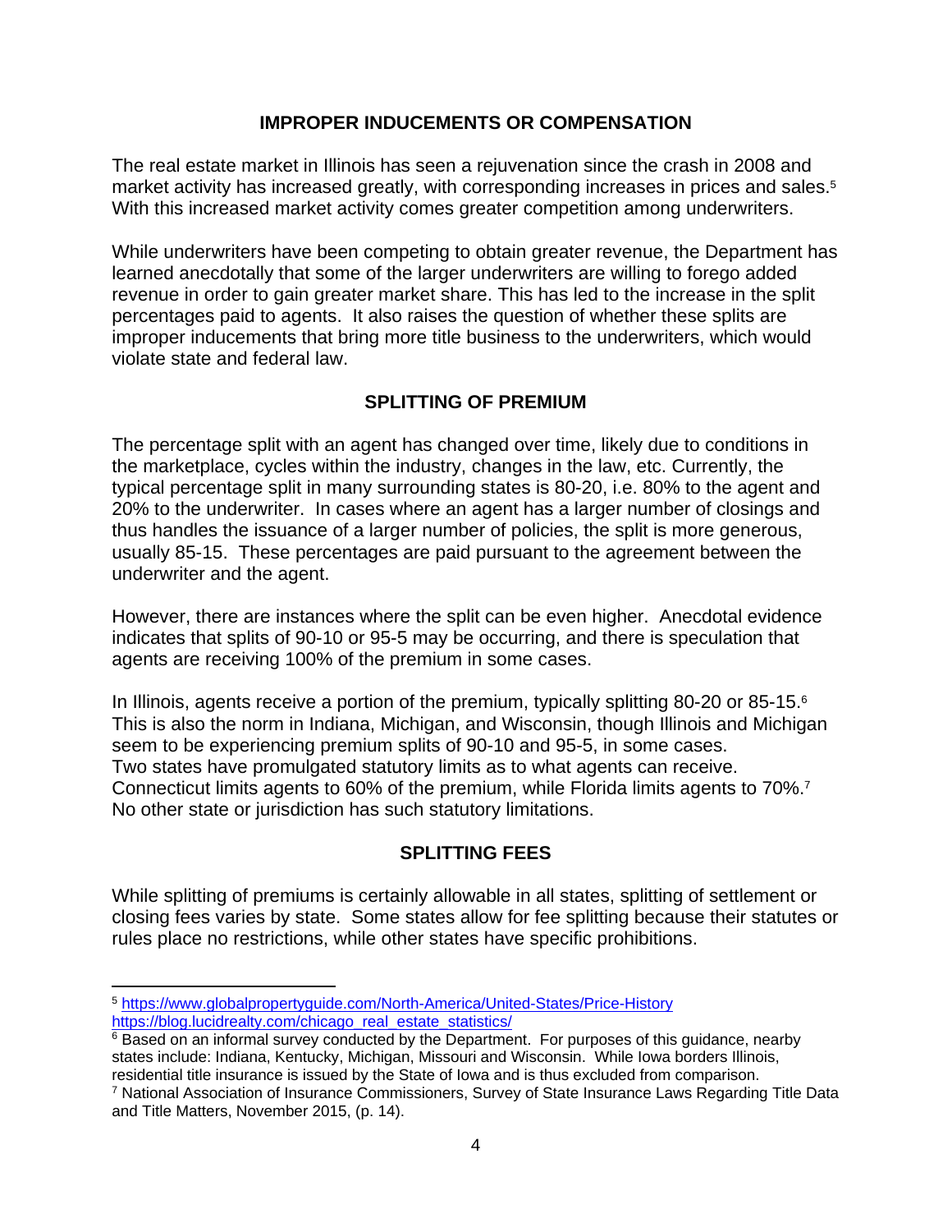## IMPROPER INDUCEMENTS OR COMPENSATION

The real estate market in Illinois has seen a rejuvenation since the crash in 2008 and market activity has increased greatly, with corresponding increases in prices and sales.[5] With this increased market activity comes greater competition among underwriters.

While underwriters have been competing to obtain greater revenue, the Department has learned anecdotally that some of the larger underwriters are willing to forego added revenue in order to gain greater market share. This has led to the increase in the split percentages paid to agents. It also raises the question of whether these splits are improper inducements that bring more title business to the underwriters, which would violate state and federal law.

## SPLITTING OF PREMIUM

The percentage split with an agent has changed over time, likely due to conditions in the marketplace, cycles within the industry, changes in the law, etc. Currently, the typical percentage split in many surrounding states is 80-20, i.e. 80% to the agent and 20% to the underwriter. In cases where an agent has a larger number of closings and thus handles the issuance of a larger number of policies, the split is more generous, usually 85-15. These percentages are paid pursuant to the agreement between the underwriter and the agent.

However, there are instances where the split can be even higher. Anecdotal evidence indicates that splits of 90-10 or 95-5 may be occurring, and there is speculation that agents are receiving 100% of the premium in some cases.

In Illinois, agents receive a portion of the premium, typically splitting 80-20 or 85-15.[6] This is also the norm in Indiana, Michigan, and Wisconsin, though Illinois and Michigan seem to be experiencing premium splits of 90-10 and 95-5, in some cases. Two states have promulgated statutory limits as to what agents can receive. Connecticut limits agents to 60% of the premium, while Florida limits agents to 70%.[7] No other state or jurisdiction has such statutory limitations.

## SPLITTING FEES

While splitting of premiums is certainly allowable in all states, splitting of settlement or closing fees varies by state. Some states allow for fee splitting because their statutes or rules place no restrictions, while other states have specific prohibitions.

---

[5] https://www.globalpropertyguide.com/North-America/United-States/Price-History
https://blog.lucidrealty.com/chicago_real_estate_statistics/

[6] Based on an informal survey conducted by the Department. For purposes of this guidance, nearby states include: Indiana, Kentucky, Michigan, Missouri and Wisconsin. While Iowa borders Illinois, residential title insurance is issued by the State of Iowa and is thus excluded from comparison.

[7] National Association of Insurance Commissioners, Survey of State Insurance Laws Regarding Title Data and Title Matters, November 2015, (p. 14).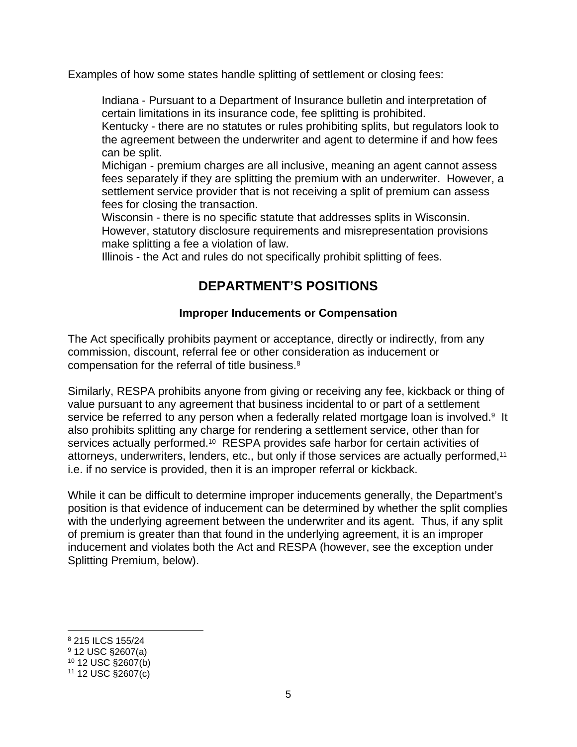Examples of how some states handle splitting of settlement or closing fees:

Indiana - Pursuant to a Department of Insurance bulletin and interpretation of certain limitations in its insurance code, fee splitting is prohibited.
Kentucky - there are no statutes or rules prohibiting splits, but regulators look to the agreement between the underwriter and agent to determine if and how fees can be split.
Michigan - premium charges are all inclusive, meaning an agent cannot assess fees separately if they are splitting the premium with an underwriter. However, a settlement service provider that is not receiving a split of premium can assess fees for closing the transaction.
Wisconsin - there is no specific statute that addresses splits in Wisconsin. However, statutory disclosure requirements and misrepresentation provisions make splitting a fee a violation of law.
Illinois - the Act and rules do not specifically prohibit splitting of fees.

## DEPARTMENT'S POSITIONS

### Improper Inducements or Compensation

The Act specifically prohibits payment or acceptance, directly or indirectly, from any commission, discount, referral fee or other consideration as inducement or compensation for the referral of title business.[8]

Similarly, RESPA prohibits anyone from giving or receiving any fee, kickback or thing of value pursuant to any agreement that business incidental to or part of a settlement service be referred to any person when a federally related mortgage loan is involved.[9] It also prohibits splitting any charge for rendering a settlement service, other than for services actually performed.[10] RESPA provides safe harbor for certain activities of attorneys, underwriters, lenders, etc., but only if those services are actually performed,[11] i.e. if no service is provided, then it is an improper referral or kickback.

While it can be difficult to determine improper inducements generally, the Department's position is that evidence of inducement can be determined by whether the split complies with the underlying agreement between the underwriter and its agent. Thus, if any split of premium is greater than that found in the underlying agreement, it is an improper inducement and violates both the Act and RESPA (however, see the exception under Splitting Premium, below).

---

[8] 215 ILCS 155/24
[9] 12 USC §2607(a)
[10] 12 USC §2607(b)
[11] 12 USC §2607(c)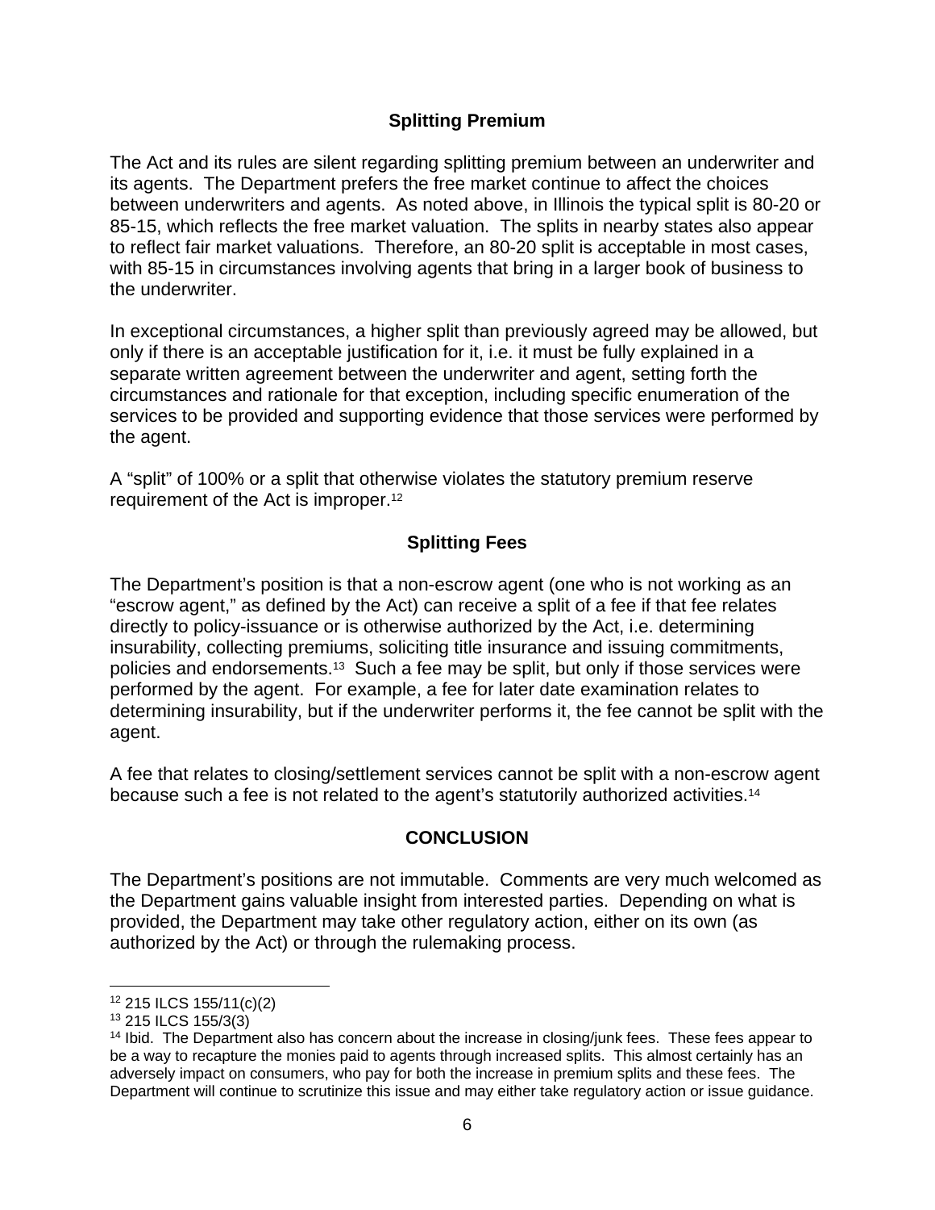## Splitting Premium

The Act and its rules are silent regarding splitting premium between an underwriter and its agents. The Department prefers the free market continue to affect the choices between underwriters and agents. As noted above, in Illinois the typical split is 80-20 or 85-15, which reflects the free market valuation. The splits in nearby states also appear to reflect fair market valuations. Therefore, an 80-20 split is acceptable in most cases, with 85-15 in circumstances involving agents that bring in a larger book of business to the underwriter.

In exceptional circumstances, a higher split than previously agreed may be allowed, but only if there is an acceptable justification for it, i.e. it must be fully explained in a separate written agreement between the underwriter and agent, setting forth the circumstances and rationale for that exception, including specific enumeration of the services to be provided and supporting evidence that those services were performed by the agent.

A "split" of 100% or a split that otherwise violates the statutory premium reserve requirement of the Act is improper.[12]

## Splitting Fees

The Department's position is that a non-escrow agent (one who is not working as an "escrow agent," as defined by the Act) can receive a split of a fee if that fee relates directly to policy-issuance or is otherwise authorized by the Act, i.e. determining insurability, collecting premiums, soliciting title insurance and issuing commitments, policies and endorsements.[13] Such a fee may be split, but only if those services were performed by the agent. For example, a fee for later date examination relates to determining insurability, but if the underwriter performs it, the fee cannot be split with the agent.

A fee that relates to closing/settlement services cannot be split with a non-escrow agent because such a fee is not related to the agent's statutorily authorized activities.[14]

## CONCLUSION

The Department's positions are not immutable. Comments are very much welcomed as the Department gains valuable insight from interested parties. Depending on what is provided, the Department may take other regulatory action, either on its own (as authorized by the Act) or through the rulemaking process.

---

[12] 215 ILCS 155/11(c)(2)

[13] 215 ILCS 155/3(3)

[14] Ibid. The Department also has concern about the increase in closing/junk fees. These fees appear to be a way to recapture the monies paid to agents through increased splits. This almost certainly has an adversely impact on consumers, who pay for both the increase in premium splits and these fees. The Department will continue to scrutinize this issue and may either take regulatory action or issue guidance.